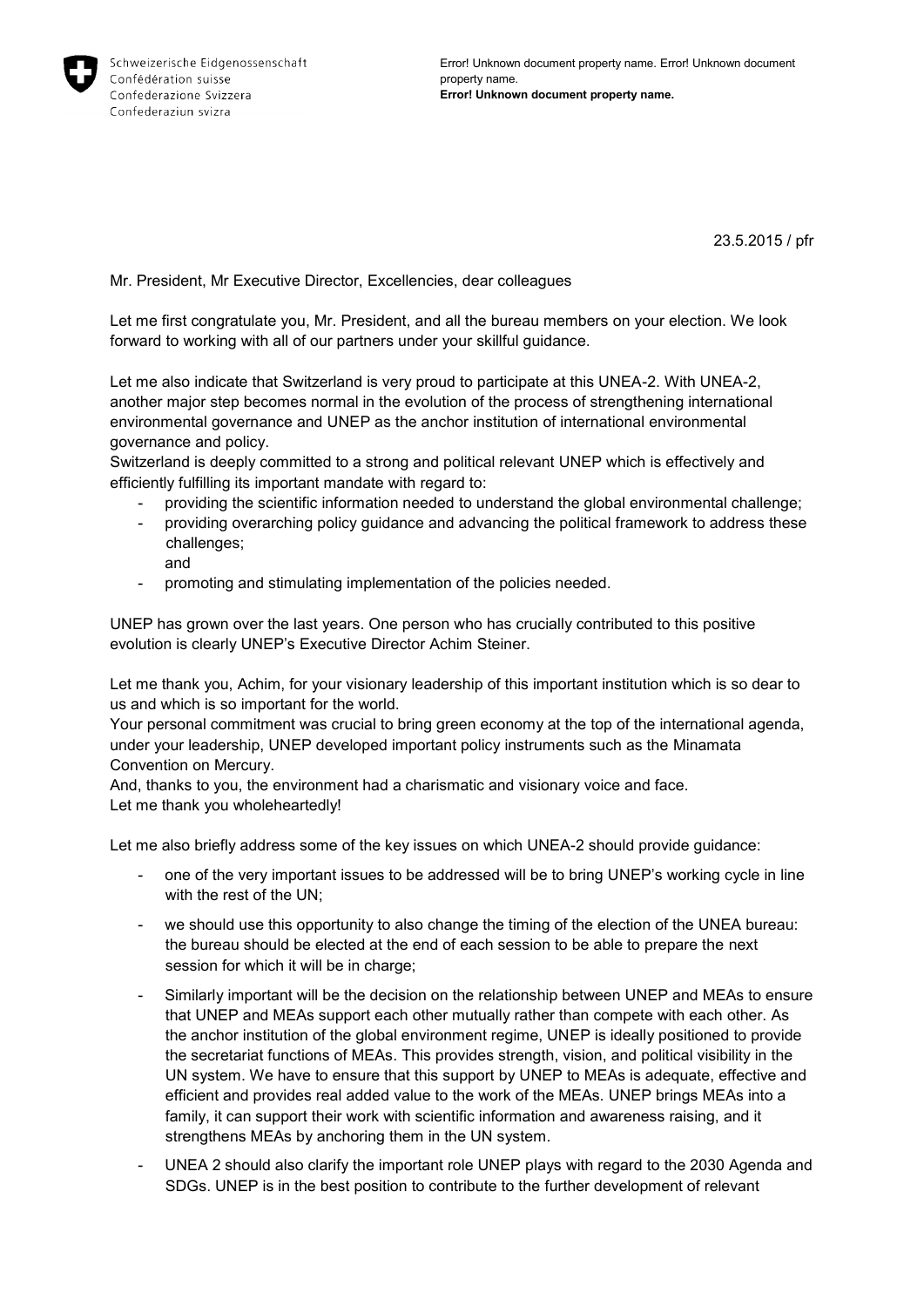Schweizerische Eidgenossenschaft
Confédération suisse
Confederazione Svizzera
Confederaziun svizra

Error! Unknown document property name. Error! Unknown document property name.
**Error! Unknown document property name.**

23.5.2015 / pfr

Mr. President, Mr Executive Director, Excellencies, dear colleagues

Let me first congratulate you, Mr. President, and all the bureau members on your election. We look forward to working with all of our partners under your skillful guidance.

Let me also indicate that Switzerland is very proud to participate at this UNEA-2. With UNEA-2, another major step becomes normal in the evolution of the process of strengthening international environmental governance and UNEP as the anchor institution of international environmental governance and policy.
Switzerland is deeply committed to a strong and political relevant UNEP which is effectively and efficiently fulfilling its important mandate with regard to:

- providing the scientific information needed to understand the global environmental challenge;
- providing overarching policy guidance and advancing the political framework to address these challenges;
  and
- promoting and stimulating implementation of the policies needed.

UNEP has grown over the last years. One person who has crucially contributed to this positive evolution is clearly UNEP's Executive Director Achim Steiner.

Let me thank you, Achim, for your visionary leadership of this important institution which is so dear to us and which is so important for the world.
Your personal commitment was crucial to bring green economy at the top of the international agenda, under your leadership, UNEP developed important policy instruments such as the Minamata Convention on Mercury.
And, thanks to you, the environment had a charismatic and visionary voice and face.
Let me thank you wholeheartedly!

Let me also briefly address some of the key issues on which UNEA-2 should provide guidance:

- one of the very important issues to be addressed will be to bring UNEP's working cycle in line with the rest of the UN;
- we should use this opportunity to also change the timing of the election of the UNEA bureau: the bureau should be elected at the end of each session to be able to prepare the next session for which it will be in charge;
- Similarly important will be the decision on the relationship between UNEP and MEAs to ensure that UNEP and MEAs support each other mutually rather than compete with each other. As the anchor institution of the global environment regime, UNEP is ideally positioned to provide the secretariat functions of MEAs. This provides strength, vision, and political visibility in the UN system. We have to ensure that this support by UNEP to MEAs is adequate, effective and efficient and provides real added value to the work of the MEAs. UNEP brings MEAs into a family, it can support their work with scientific information and awareness raising, and it strengthens MEAs by anchoring them in the UN system.
- UNEA 2 should also clarify the important role UNEP plays with regard to the 2030 Agenda and SDGs. UNEP is in the best position to contribute to the further development of relevant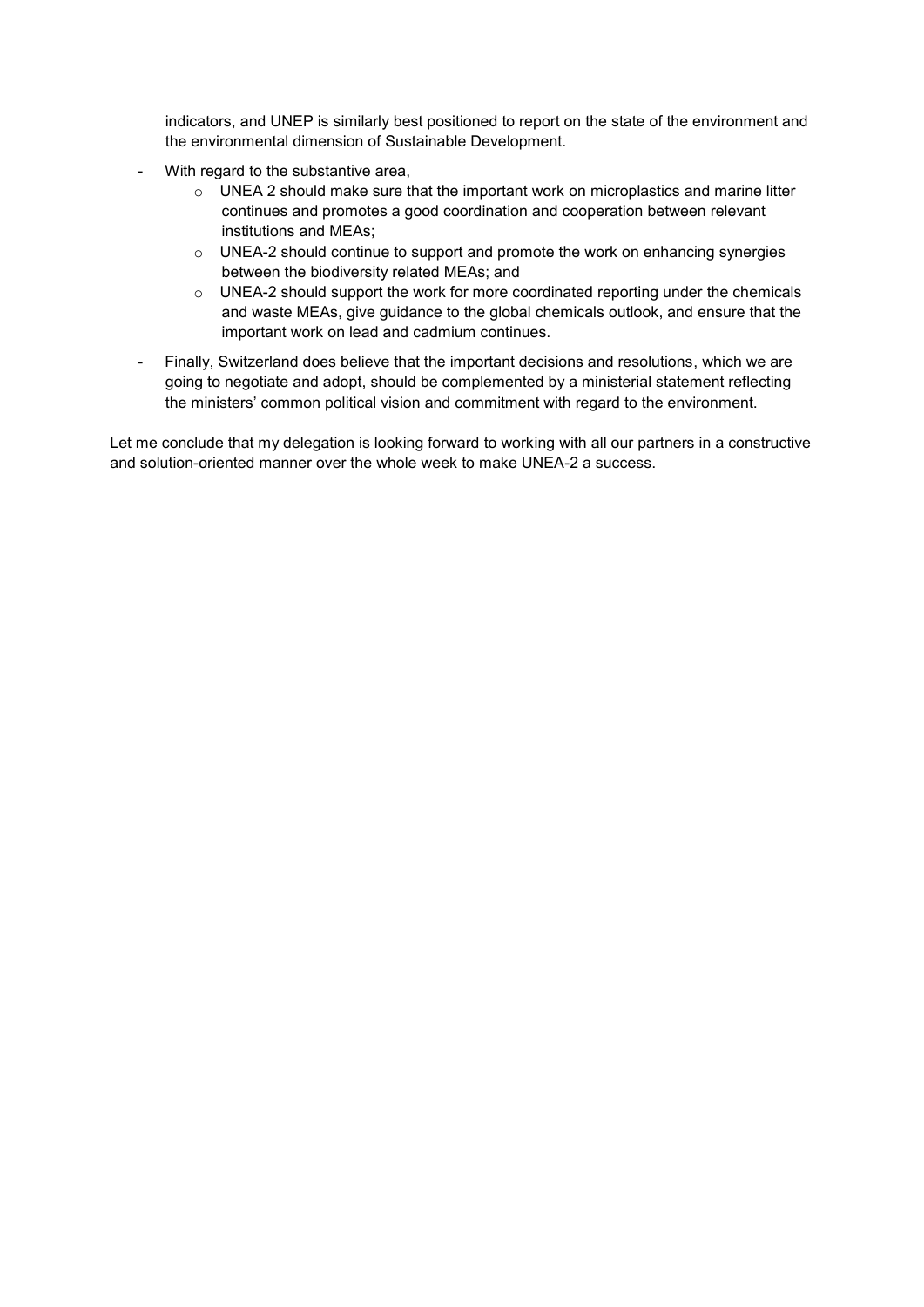indicators, and UNEP is similarly best positioned to report on the state of the environment and the environmental dimension of Sustainable Development.

- With regard to the substantive area,
  - UNEA 2 should make sure that the important work on microplastics and marine litter continues and promotes a good coordination and cooperation between relevant institutions and MEAs;
  - UNEA-2 should continue to support and promote the work on enhancing synergies between the biodiversity related MEAs; and
  - UNEA-2 should support the work for more coordinated reporting under the chemicals and waste MEAs, give guidance to the global chemicals outlook, and ensure that the important work on lead and cadmium continues.
- Finally, Switzerland does believe that the important decisions and resolutions, which we are going to negotiate and adopt, should be complemented by a ministerial statement reflecting the ministers' common political vision and commitment with regard to the environment.

Let me conclude that my delegation is looking forward to working with all our partners in a constructive and solution-oriented manner over the whole week to make UNEA-2 a success.